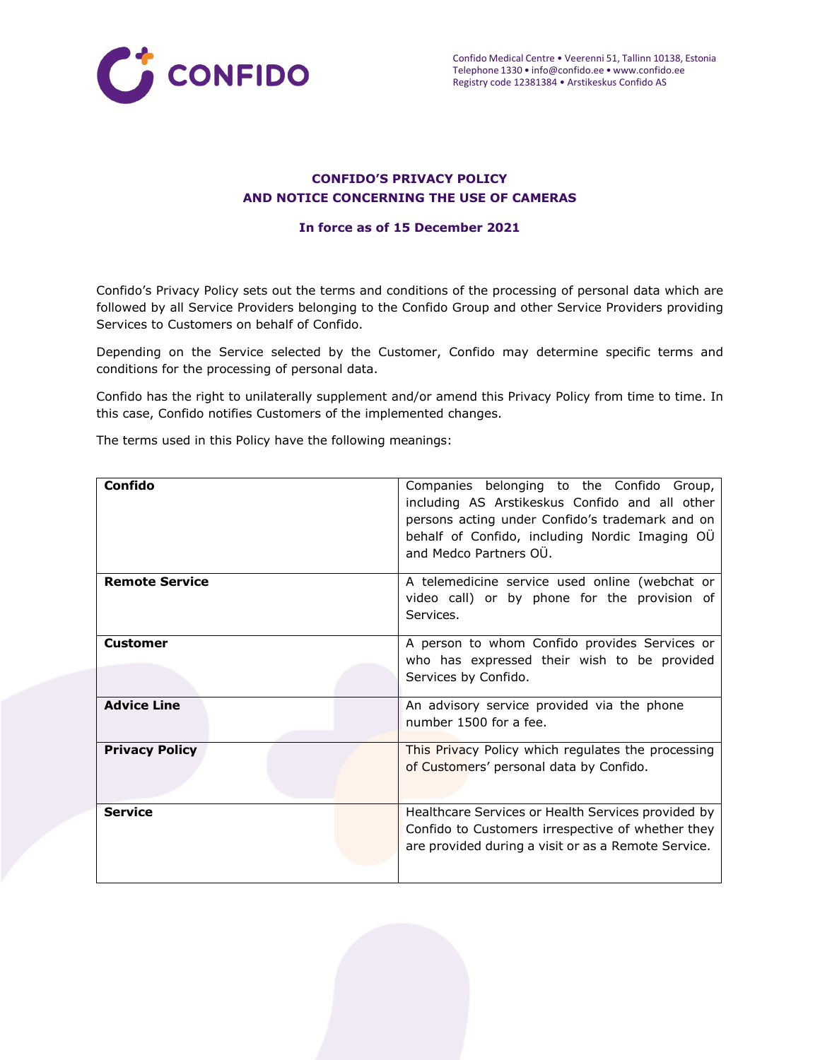# CONFIDO'S PRIVACY POLICY AND NOTICE CONCERNING THE USE OF CAMERAS

**In force as of 15 December 2021**

Confido's Privacy Policy sets out the terms and conditions of the processing of personal data which are followed by all Service Providers belonging to the Confido Group and other Service Providers providing Services to Customers on behalf of Confido.

Depending on the Service selected by the Customer, Confido may determine specific terms and conditions for the processing of personal data.

Confido has the right to unilaterally supplement and/or amend this Privacy Policy from time to time. In this case, Confido notifies Customers of the implemented changes.

The terms used in this Policy have the following meanings:

| Term | Meaning |
|---|---|
| **Confido** | Companies belonging to the Confido Group, including AS Arstikeskus Confido and all other persons acting under Confido's trademark and on behalf of Confido, including Nordic Imaging OÜ and Medco Partners OÜ. |
| **Remote Service** | A telemedicine service used online (webchat or video call) or by phone for the provision of Services. |
| **Customer** | A person to whom Confido provides Services or who has expressed their wish to be provided Services by Confido. |
| **Advice Line** | An advisory service provided via the phone number 1500 for a fee. |
| **Privacy Policy** | This Privacy Policy which regulates the processing of Customers' personal data by Confido. |
| **Service** | Healthcare Services or Health Services provided by Confido to Customers irrespective of whether they are provided during a visit or as a Remote Service. |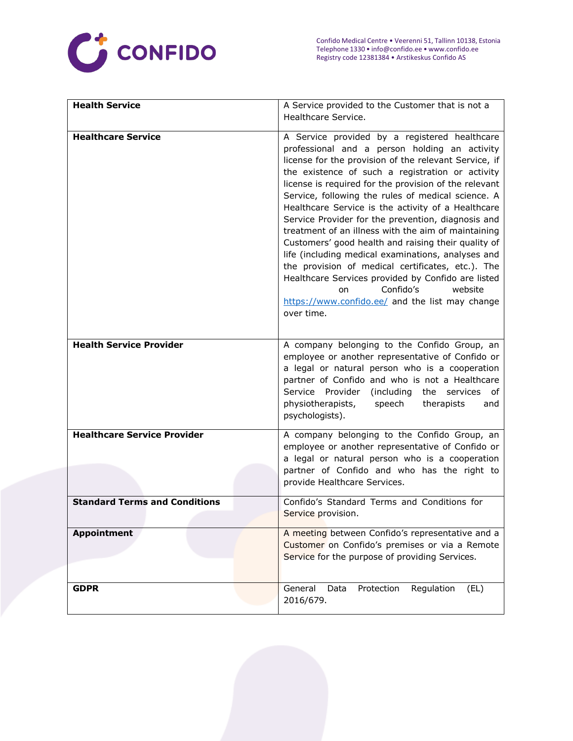| | |
|---|---|
| **Health Service** | A Service provided to the Customer that is not a Healthcare Service. |
| **Healthcare Service** | A Service provided by a registered healthcare professional and a person holding an activity license for the provision of the relevant Service, if the existence of such a registration or activity license is required for the provision of the relevant Service, following the rules of medical science. A Healthcare Service is the activity of a Healthcare Service Provider for the prevention, diagnosis and treatment of an illness with the aim of maintaining Customers' good health and raising their quality of life (including medical examinations, analyses and the provision of medical certificates, etc.). The Healthcare Services provided by Confido are listed on Confido's website https://www.confido.ee/ and the list may change over time. |
| **Health Service Provider** | A company belonging to the Confido Group, an employee or another representative of Confido or a legal or natural person who is a cooperation partner of Confido and who is not a Healthcare Service Provider (including the services of physiotherapists, speech therapists and psychologists). |
| **Healthcare Service Provider** | A company belonging to the Confido Group, an employee or another representative of Confido or a legal or natural person who is a cooperation partner of Confido and who has the right to provide Healthcare Services. |
| **Standard Terms and Conditions** | Confido's Standard Terms and Conditions for Service provision. |
| **Appointment** | A meeting between Confido's representative and a Customer on Confido's premises or via a Remote Service for the purpose of providing Services. |
| **GDPR** | General Data Protection Regulation (EL) 2016/679. |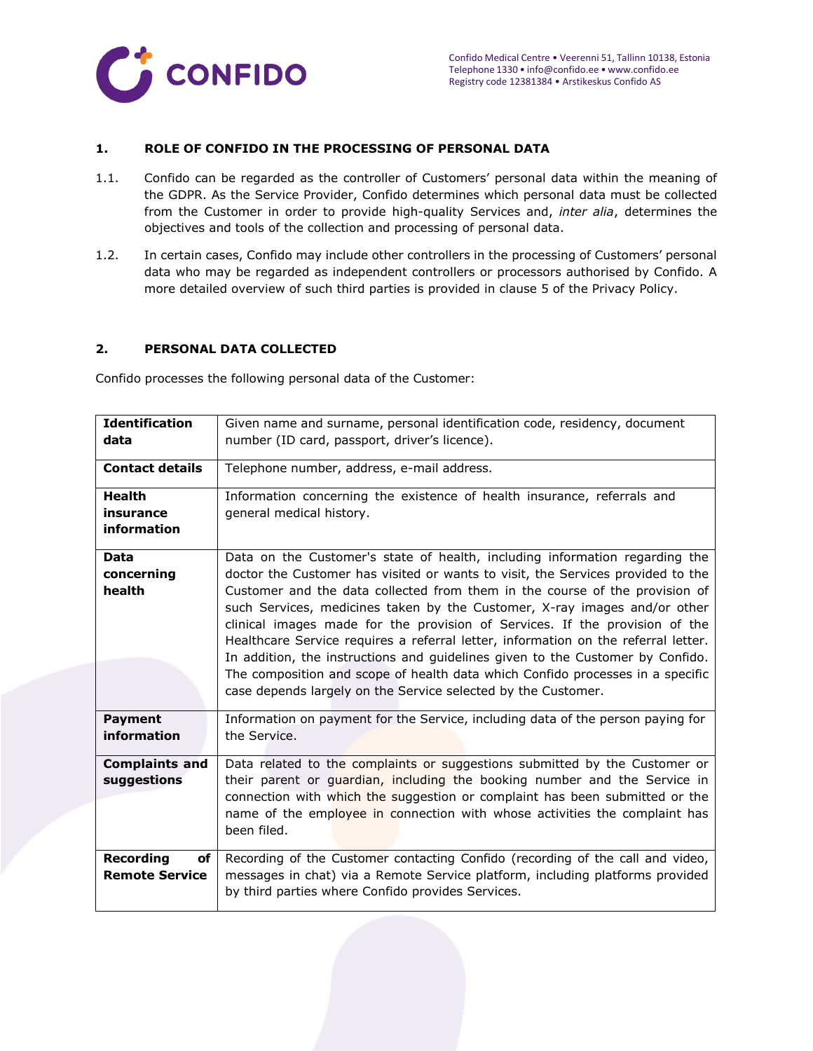## 1. ROLE OF CONFIDO IN THE PROCESSING OF PERSONAL DATA

1.1. Confido can be regarded as the controller of Customers' personal data within the meaning of the GDPR. As the Service Provider, Confido determines which personal data must be collected from the Customer in order to provide high-quality Services and, *inter alia*, determines the objectives and tools of the collection and processing of personal data.

1.2. In certain cases, Confido may include other controllers in the processing of Customers' personal data who may be regarded as independent controllers or processors authorised by Confido. A more detailed overview of such third parties is provided in clause 5 of the Privacy Policy.

## 2. PERSONAL DATA COLLECTED

Confido processes the following personal data of the Customer:

| | |
|---|---|
| **Identification data** | Given name and surname, personal identification code, residency, document number (ID card, passport, driver's licence). |
| **Contact details** | Telephone number, address, e-mail address. |
| **Health insurance information** | Information concerning the existence of health insurance, referrals and general medical history. |
| **Data concerning health** | Data on the Customer's state of health, including information regarding the doctor the Customer has visited or wants to visit, the Services provided to the Customer and the data collected from them in the course of the provision of such Services, medicines taken by the Customer, X-ray images and/or other clinical images made for the provision of Services. If the provision of the Healthcare Service requires a referral letter, information on the referral letter. In addition, the instructions and guidelines given to the Customer by Confido. The composition and scope of health data which Confido processes in a specific case depends largely on the Service selected by the Customer. |
| **Payment information** | Information on payment for the Service, including data of the person paying for the Service. |
| **Complaints and suggestions** | Data related to the complaints or suggestions submitted by the Customer or their parent or guardian, including the booking number and the Service in connection with which the suggestion or complaint has been submitted or the name of the employee in connection with whose activities the complaint has been filed. |
| **Recording of Remote Service** | Recording of the Customer contacting Confido (recording of the call and video, messages in chat) via a Remote Service platform, including platforms provided by third parties where Confido provides Services. |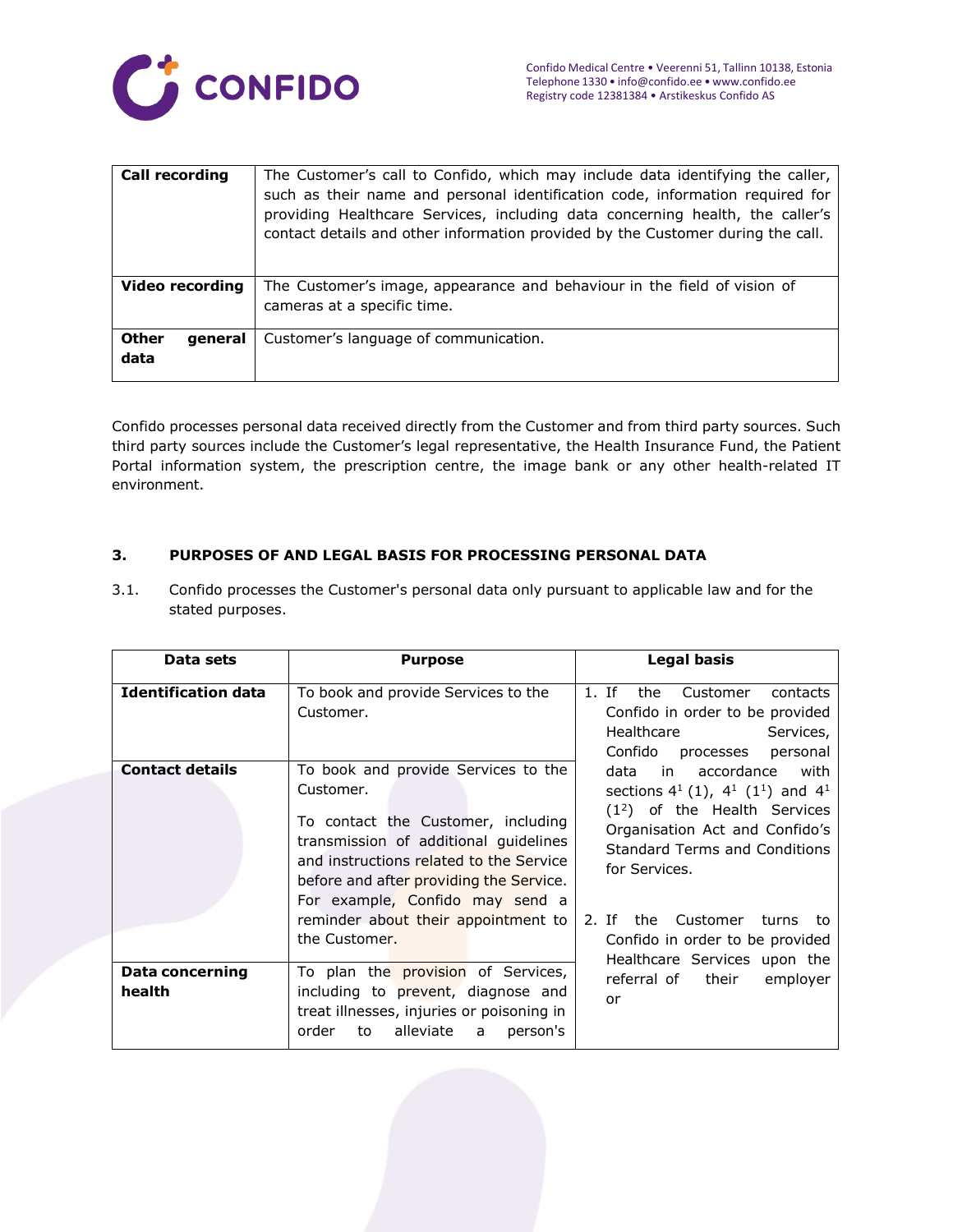| | |
|---|---|
| **Call recording** | The Customer's call to Confido, which may include data identifying the caller, such as their name and personal identification code, information required for providing Healthcare Services, including data concerning health, the caller's contact details and other information provided by the Customer during the call. |
| **Video recording** | The Customer's image, appearance and behaviour in the field of vision of cameras at a specific time. |
| **Other general data** | Customer's language of communication. |

Confido processes personal data received directly from the Customer and from third party sources. Such third party sources include the Customer's legal representative, the Health Insurance Fund, the Patient Portal information system, the prescription centre, the image bank or any other health-related IT environment.

## 3. PURPOSES OF AND LEGAL BASIS FOR PROCESSING PERSONAL DATA

3.1. Confido processes the Customer's personal data only pursuant to applicable law and for the stated purposes.

| Data sets | Purpose | Legal basis |
|---|---|---|
| **Identification data** | To book and provide Services to the Customer. | 1. If the Customer contacts Confido in order to be provided Healthcare Services, Confido processes personal data in accordance with sections 4[1] (1), 4[1] (1[1]) and 4[1] (1[2]) of the Health Services Organisation Act and Confido's Standard Terms and Conditions for Services.<br><br>2. If the Customer turns to Confido in order to be provided Healthcare Services upon the referral of their employer or |
| **Contact details** | To book and provide Services to the Customer.<br><br>To contact the Customer, including transmission of additional guidelines and instructions related to the Service before and after providing the Service. For example, Confido may send a reminder about their appointment to the Customer. | |
| **Data concerning health** | To plan the provision of Services, including to prevent, diagnose and treat illnesses, injuries or poisoning in order to alleviate a person's | |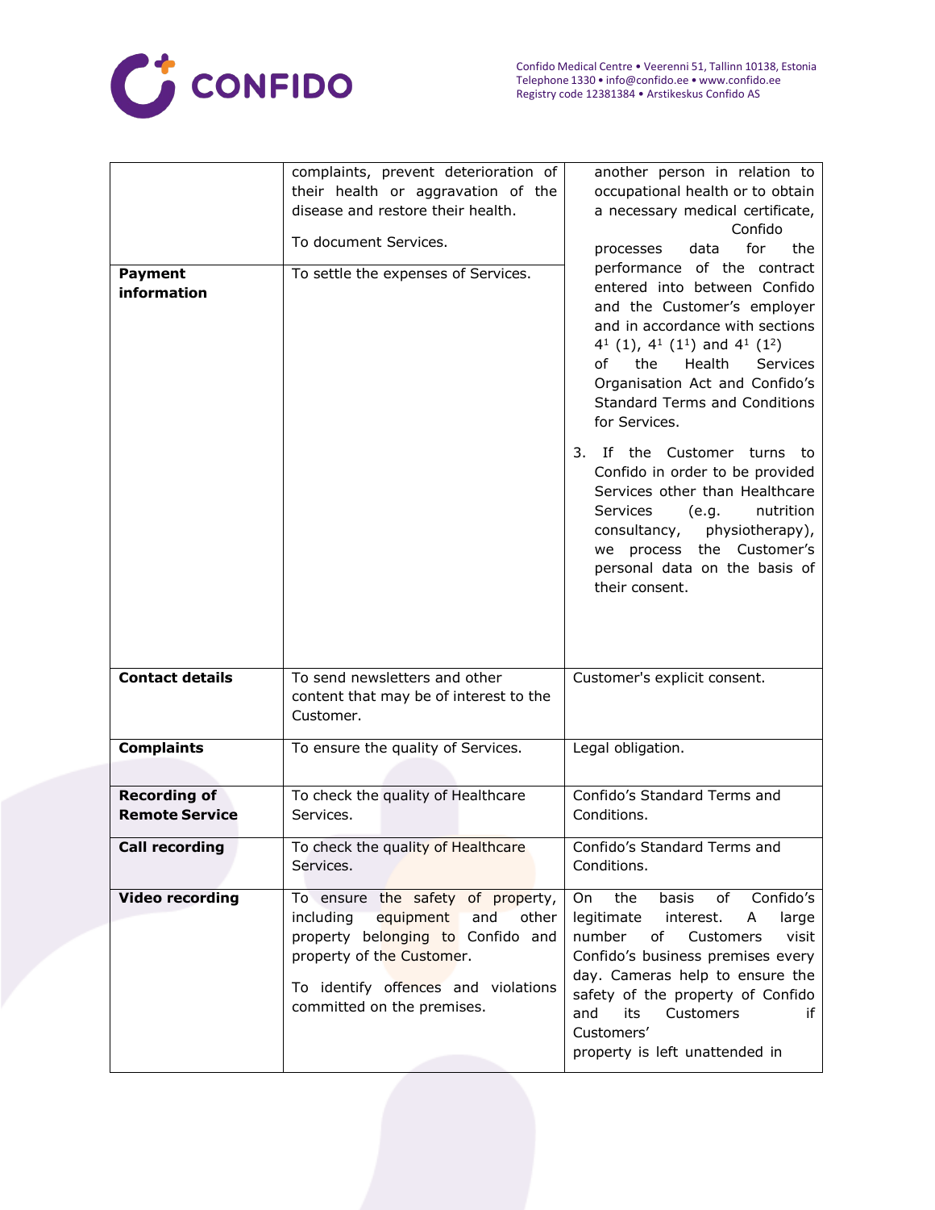| | | |
|---|---|---|
| | complaints, prevent deterioration of their health or aggravation of the disease and restore their health.<br><br>To document Services. | another person in relation to occupational health or to obtain a necessary medical certificate, Confido processes data for the performance of the contract entered into between Confido and the Customer's employer and in accordance with sections $4^1$ (1), $4^1$ ($1^1$) and $4^1$ ($1^2$) of the Health Services Organisation Act and Confido's Standard Terms and Conditions for Services.<br><br>3. If the Customer turns to Confido in order to be provided Services other than Healthcare Services (e.g. nutrition consultancy, physiotherapy), we process the Customer's personal data on the basis of their consent. |
| **Payment information** | To settle the expenses of Services. | |
| **Contact details** | To send newsletters and other content that may be of interest to the Customer. | Customer's explicit consent. |
| **Complaints** | To ensure the quality of Services. | Legal obligation. |
| **Recording of Remote Service** | To check the quality of Healthcare Services. | Confido's Standard Terms and Conditions. |
| **Call recording** | To check the quality of Healthcare Services. | Confido's Standard Terms and Conditions. |
| **Video recording** | To ensure the safety of property, including equipment and other property belonging to Confido and property of the Customer.<br><br>To identify offences and violations committed on the premises. | On the basis of Confido's legitimate interest. A large number of Customers visit Confido's business premises every day. Cameras help to ensure the safety of the property of Confido and its Customers if Customers' property is left unattended in |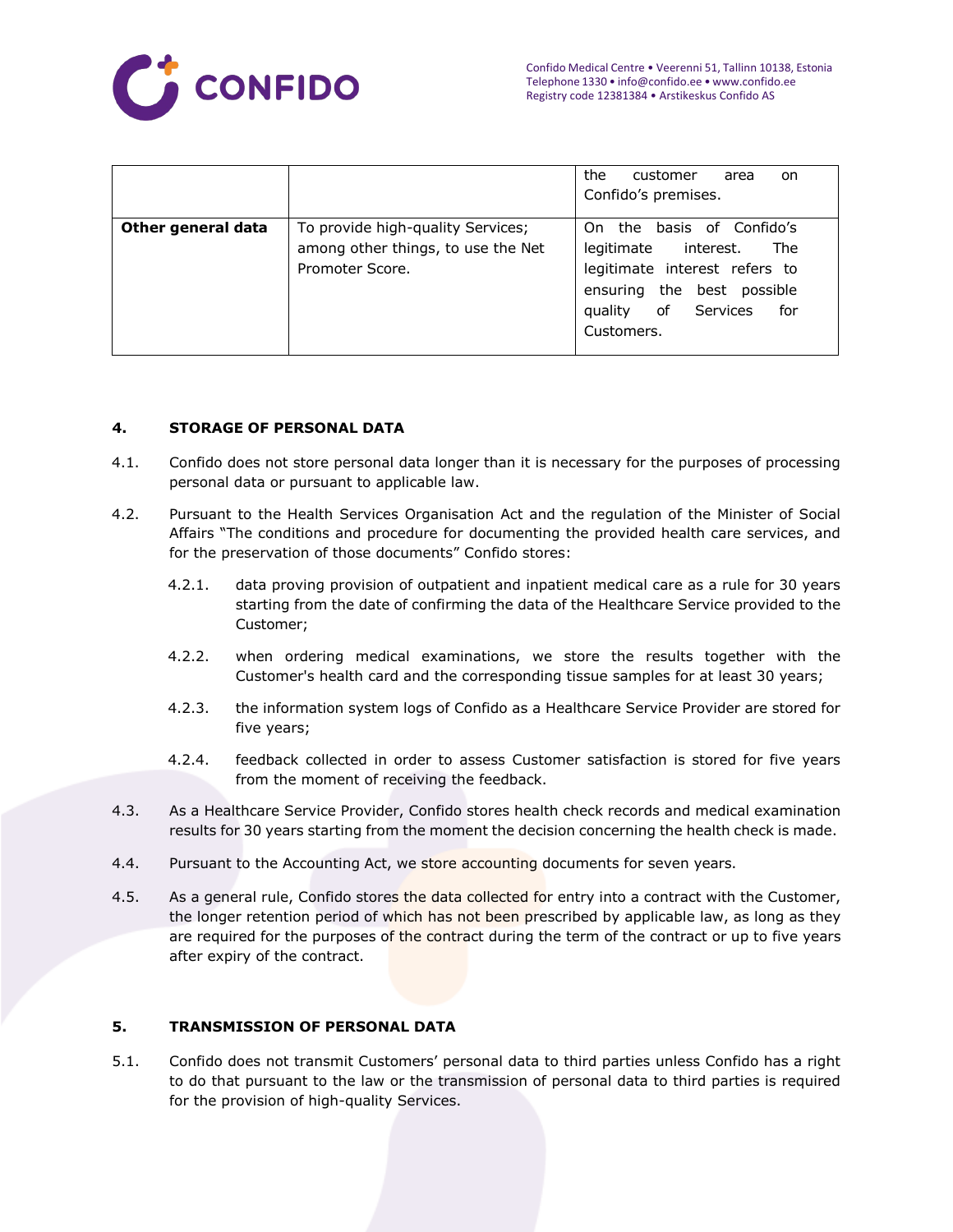|  |  | the customer area on Confido's premises. |
| --- | --- | --- |
| **Other general data** | To provide high-quality Services; among other things, to use the Net Promoter Score. | On the basis of Confido's legitimate interest. The legitimate interest refers to ensuring the best possible quality of Services for Customers. |

## 4. STORAGE OF PERSONAL DATA

4.1. Confido does not store personal data longer than it is necessary for the purposes of processing personal data or pursuant to applicable law.

4.2. Pursuant to the Health Services Organisation Act and the regulation of the Minister of Social Affairs "The conditions and procedure for documenting the provided health care services, and for the preservation of those documents" Confido stores:

4.2.1. data proving provision of outpatient and inpatient medical care as a rule for 30 years starting from the date of confirming the data of the Healthcare Service provided to the Customer;

4.2.2. when ordering medical examinations, we store the results together with the Customer's health card and the corresponding tissue samples for at least 30 years;

4.2.3. the information system logs of Confido as a Healthcare Service Provider are stored for five years;

4.2.4. feedback collected in order to assess Customer satisfaction is stored for five years from the moment of receiving the feedback.

4.3. As a Healthcare Service Provider, Confido stores health check records and medical examination results for 30 years starting from the moment the decision concerning the health check is made.

4.4. Pursuant to the Accounting Act, we store accounting documents for seven years.

4.5. As a general rule, Confido stores the data collected for entry into a contract with the Customer, the longer retention period of which has not been prescribed by applicable law, as long as they are required for the purposes of the contract during the term of the contract or up to five years after expiry of the contract.

## 5. TRANSMISSION OF PERSONAL DATA

5.1. Confido does not transmit Customers' personal data to third parties unless Confido has a right to do that pursuant to the law or the transmission of personal data to third parties is required for the provision of high-quality Services.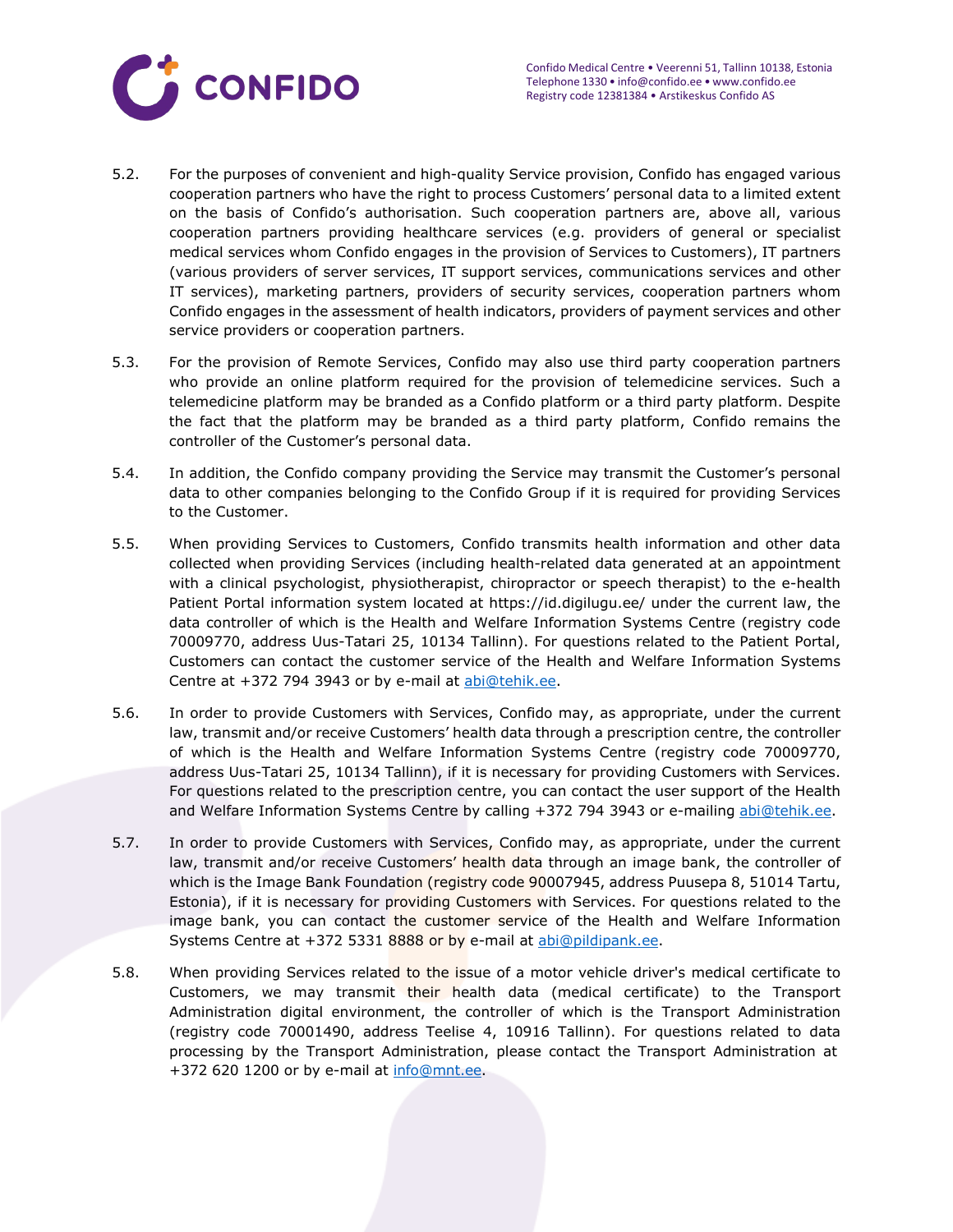5.2. For the purposes of convenient and high-quality Service provision, Confido has engaged various cooperation partners who have the right to process Customers' personal data to a limited extent on the basis of Confido's authorisation. Such cooperation partners are, above all, various cooperation partners providing healthcare services (e.g. providers of general or specialist medical services whom Confido engages in the provision of Services to Customers), IT partners (various providers of server services, IT support services, communications services and other IT services), marketing partners, providers of security services, cooperation partners whom Confido engages in the assessment of health indicators, providers of payment services and other service providers or cooperation partners.

5.3. For the provision of Remote Services, Confido may also use third party cooperation partners who provide an online platform required for the provision of telemedicine services. Such a telemedicine platform may be branded as a Confido platform or a third party platform. Despite the fact that the platform may be branded as a third party platform, Confido remains the controller of the Customer's personal data.

5.4. In addition, the Confido company providing the Service may transmit the Customer's personal data to other companies belonging to the Confido Group if it is required for providing Services to the Customer.

5.5. When providing Services to Customers, Confido transmits health information and other data collected when providing Services (including health-related data generated at an appointment with a clinical psychologist, physiotherapist, chiropractor or speech therapist) to the e-health Patient Portal information system located at https://id.digilugu.ee/ under the current law, the data controller of which is the Health and Welfare Information Systems Centre (registry code 70009770, address Uus-Tatari 25, 10134 Tallinn). For questions related to the Patient Portal, Customers can contact the customer service of the Health and Welfare Information Systems Centre at +372 794 3943 or by e-mail at abi@tehik.ee.

5.6. In order to provide Customers with Services, Confido may, as appropriate, under the current law, transmit and/or receive Customers' health data through a prescription centre, the controller of which is the Health and Welfare Information Systems Centre (registry code 70009770, address Uus-Tatari 25, 10134 Tallinn), if it is necessary for providing Customers with Services. For questions related to the prescription centre, you can contact the user support of the Health and Welfare Information Systems Centre by calling +372 794 3943 or e-mailing abi@tehik.ee.

5.7. In order to provide Customers with Services, Confido may, as appropriate, under the current law, transmit and/or receive Customers' health data through an image bank, the controller of which is the Image Bank Foundation (registry code 90007945, address Puusepa 8, 51014 Tartu, Estonia), if it is necessary for providing Customers with Services. For questions related to the image bank, you can contact the customer service of the Health and Welfare Information Systems Centre at +372 5331 8888 or by e-mail at abi@pildipank.ee.

5.8. When providing Services related to the issue of a motor vehicle driver's medical certificate to Customers, we may transmit their health data (medical certificate) to the Transport Administration digital environment, the controller of which is the Transport Administration (registry code 70001490, address Teelise 4, 10916 Tallinn). For questions related to data processing by the Transport Administration, please contact the Transport Administration at +372 620 1200 or by e-mail at info@mnt.ee.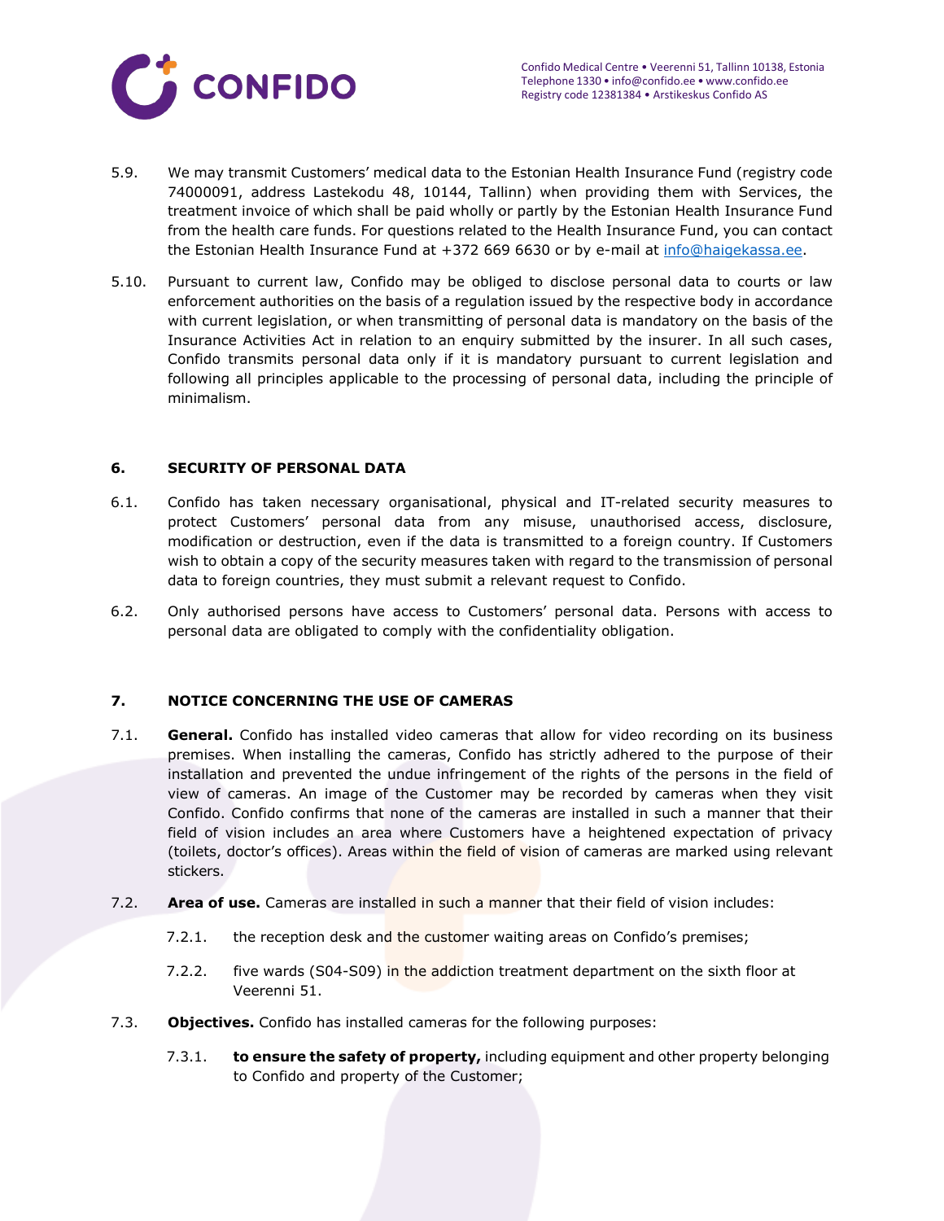5.9. We may transmit Customers' medical data to the Estonian Health Insurance Fund (registry code 74000091, address Lastekodu 48, 10144, Tallinn) when providing them with Services, the treatment invoice of which shall be paid wholly or partly by the Estonian Health Insurance Fund from the health care funds. For questions related to the Health Insurance Fund, you can contact the Estonian Health Insurance Fund at +372 669 6630 or by e-mail at info@haigekassa.ee.

5.10. Pursuant to current law, Confido may be obliged to disclose personal data to courts or law enforcement authorities on the basis of a regulation issued by the respective body in accordance with current legislation, or when transmitting of personal data is mandatory on the basis of the Insurance Activities Act in relation to an enquiry submitted by the insurer. In all such cases, Confido transmits personal data only if it is mandatory pursuant to current legislation and following all principles applicable to the processing of personal data, including the principle of minimalism.

## 6. SECURITY OF PERSONAL DATA

6.1. Confido has taken necessary organisational, physical and IT-related security measures to protect Customers' personal data from any misuse, unauthorised access, disclosure, modification or destruction, even if the data is transmitted to a foreign country. If Customers wish to obtain a copy of the security measures taken with regard to the transmission of personal data to foreign countries, they must submit a relevant request to Confido.

6.2. Only authorised persons have access to Customers' personal data. Persons with access to personal data are obligated to comply with the confidentiality obligation.

## 7. NOTICE CONCERNING THE USE OF CAMERAS

7.1. **General.** Confido has installed video cameras that allow for video recording on its business premises. When installing the cameras, Confido has strictly adhered to the purpose of their installation and prevented the undue infringement of the rights of the persons in the field of view of cameras. An image of the Customer may be recorded by cameras when they visit Confido. Confido confirms that none of the cameras are installed in such a manner that their field of vision includes an area where Customers have a heightened expectation of privacy (toilets, doctor's offices). Areas within the field of vision of cameras are marked using relevant stickers.

7.2. **Area of use.** Cameras are installed in such a manner that their field of vision includes:

7.2.1. the reception desk and the customer waiting areas on Confido's premises;

7.2.2. five wards (S04-S09) in the addiction treatment department on the sixth floor at Veerenni 51.

7.3. **Objectives.** Confido has installed cameras for the following purposes:

7.3.1. **to ensure the safety of property,** including equipment and other property belonging to Confido and property of the Customer;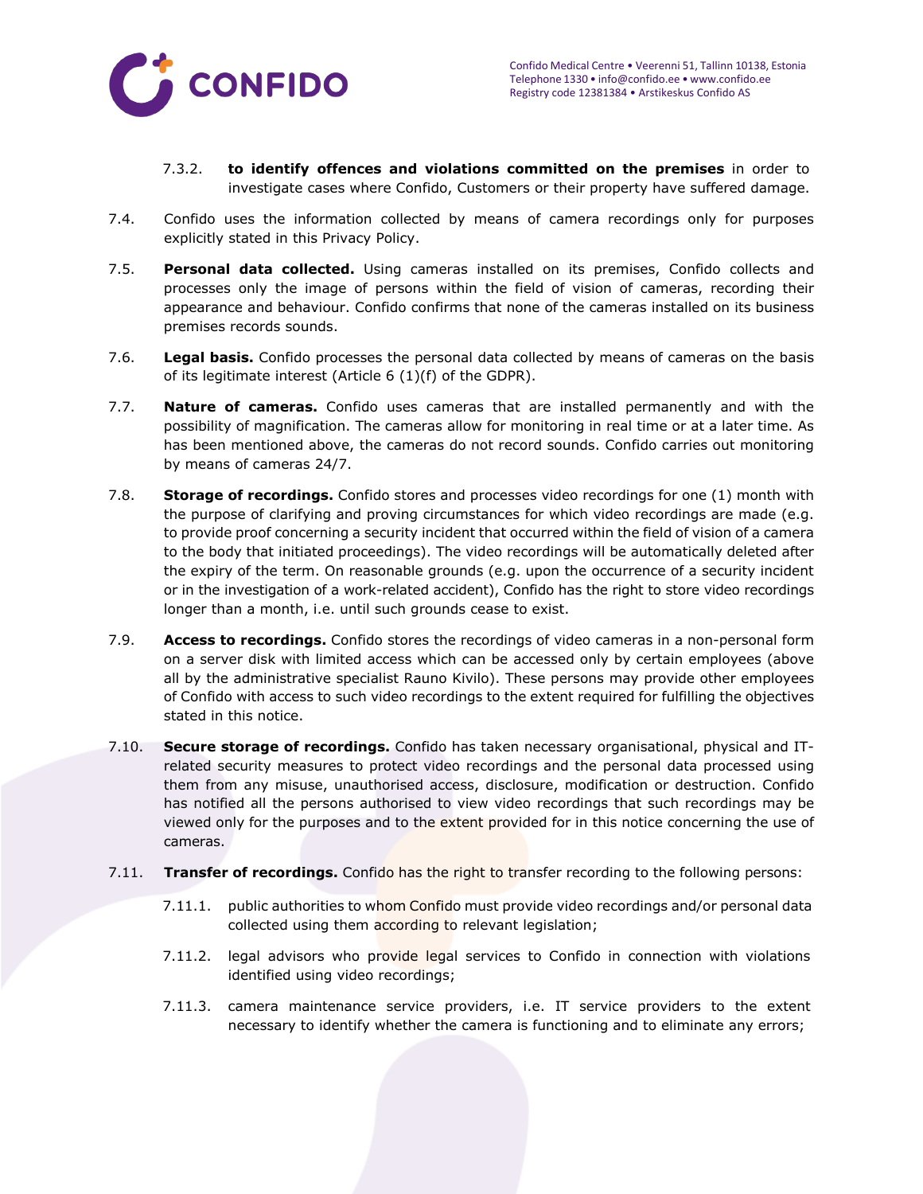7.3.2. **to identify offences and violations committed on the premises** in order to investigate cases where Confido, Customers or their property have suffered damage.

7.4. Confido uses the information collected by means of camera recordings only for purposes explicitly stated in this Privacy Policy.

7.5. **Personal data collected.** Using cameras installed on its premises, Confido collects and processes only the image of persons within the field of vision of cameras, recording their appearance and behaviour. Confido confirms that none of the cameras installed on its business premises records sounds.

7.6. **Legal basis.** Confido processes the personal data collected by means of cameras on the basis of its legitimate interest (Article 6 (1)(f) of the GDPR).

7.7. **Nature of cameras.** Confido uses cameras that are installed permanently and with the possibility of magnification. The cameras allow for monitoring in real time or at a later time. As has been mentioned above, the cameras do not record sounds. Confido carries out monitoring by means of cameras 24/7.

7.8. **Storage of recordings.** Confido stores and processes video recordings for one (1) month with the purpose of clarifying and proving circumstances for which video recordings are made (e.g. to provide proof concerning a security incident that occurred within the field of vision of a camera to the body that initiated proceedings). The video recordings will be automatically deleted after the expiry of the term. On reasonable grounds (e.g. upon the occurrence of a security incident or in the investigation of a work-related accident), Confido has the right to store video recordings longer than a month, i.e. until such grounds cease to exist.

7.9. **Access to recordings.** Confido stores the recordings of video cameras in a non-personal form on a server disk with limited access which can be accessed only by certain employees (above all by the administrative specialist Rauno Kivilo). These persons may provide other employees of Confido with access to such video recordings to the extent required for fulfilling the objectives stated in this notice.

7.10. **Secure storage of recordings.** Confido has taken necessary organisational, physical and IT-related security measures to protect video recordings and the personal data processed using them from any misuse, unauthorised access, disclosure, modification or destruction. Confido has notified all the persons authorised to view video recordings that such recordings may be viewed only for the purposes and to the extent provided for in this notice concerning the use of cameras.

7.11. **Transfer of recordings.** Confido has the right to transfer recording to the following persons:

7.11.1. public authorities to whom Confido must provide video recordings and/or personal data collected using them according to relevant legislation;

7.11.2. legal advisors who provide legal services to Confido in connection with violations identified using video recordings;

7.11.3. camera maintenance service providers, i.e. IT service providers to the extent necessary to identify whether the camera is functioning and to eliminate any errors;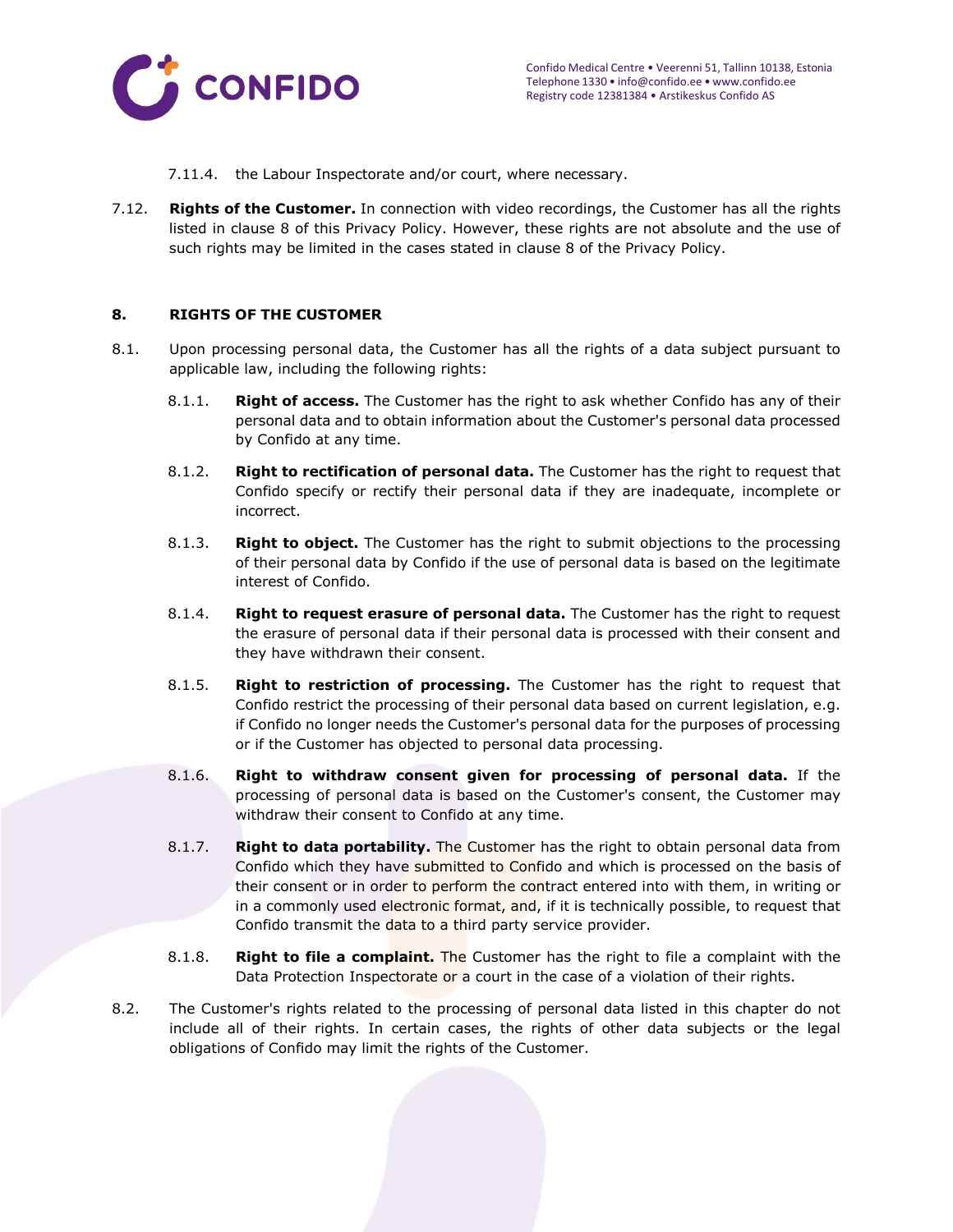7.11.4. the Labour Inspectorate and/or court, where necessary.

7.12. **Rights of the Customer.** In connection with video recordings, the Customer has all the rights listed in clause 8 of this Privacy Policy. However, these rights are not absolute and the use of such rights may be limited in the cases stated in clause 8 of the Privacy Policy.

## 8. RIGHTS OF THE CUSTOMER

8.1. Upon processing personal data, the Customer has all the rights of a data subject pursuant to applicable law, including the following rights:

8.1.1. **Right of access.** The Customer has the right to ask whether Confido has any of their personal data and to obtain information about the Customer's personal data processed by Confido at any time.

8.1.2. **Right to rectification of personal data.** The Customer has the right to request that Confido specify or rectify their personal data if they are inadequate, incomplete or incorrect.

8.1.3. **Right to object.** The Customer has the right to submit objections to the processing of their personal data by Confido if the use of personal data is based on the legitimate interest of Confido.

8.1.4. **Right to request erasure of personal data.** The Customer has the right to request the erasure of personal data if their personal data is processed with their consent and they have withdrawn their consent.

8.1.5. **Right to restriction of processing.** The Customer has the right to request that Confido restrict the processing of their personal data based on current legislation, e.g. if Confido no longer needs the Customer's personal data for the purposes of processing or if the Customer has objected to personal data processing.

8.1.6. **Right to withdraw consent given for processing of personal data.** If the processing of personal data is based on the Customer's consent, the Customer may withdraw their consent to Confido at any time.

8.1.7. **Right to data portability.** The Customer has the right to obtain personal data from Confido which they have submitted to Confido and which is processed on the basis of their consent or in order to perform the contract entered into with them, in writing or in a commonly used electronic format, and, if it is technically possible, to request that Confido transmit the data to a third party service provider.

8.1.8. **Right to file a complaint.** The Customer has the right to file a complaint with the Data Protection Inspectorate or a court in the case of a violation of their rights.

8.2. The Customer's rights related to the processing of personal data listed in this chapter do not include all of their rights. In certain cases, the rights of other data subjects or the legal obligations of Confido may limit the rights of the Customer.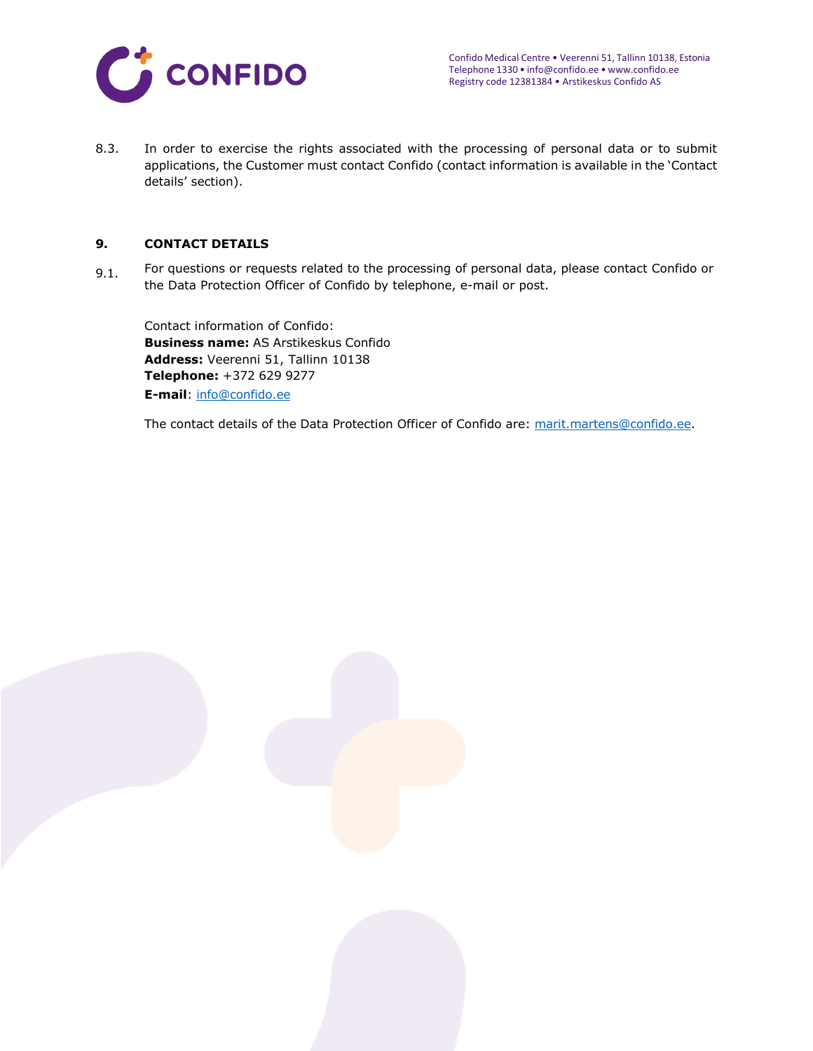8.3. In order to exercise the rights associated with the processing of personal data or to submit applications, the Customer must contact Confido (contact information is available in the 'Contact details' section).

## 9. CONTACT DETAILS

9.1. For questions or requests related to the processing of personal data, please contact Confido or the Data Protection Officer of Confido by telephone, e-mail or post.

Contact information of Confido:
**Business name:** AS Arstikeskus Confido
**Address:** Veerenni 51, Tallinn 10138
**Telephone:** +372 629 9277
**E-mail**: info@confido.ee

The contact details of the Data Protection Officer of Confido are: marit.martens@confido.ee.